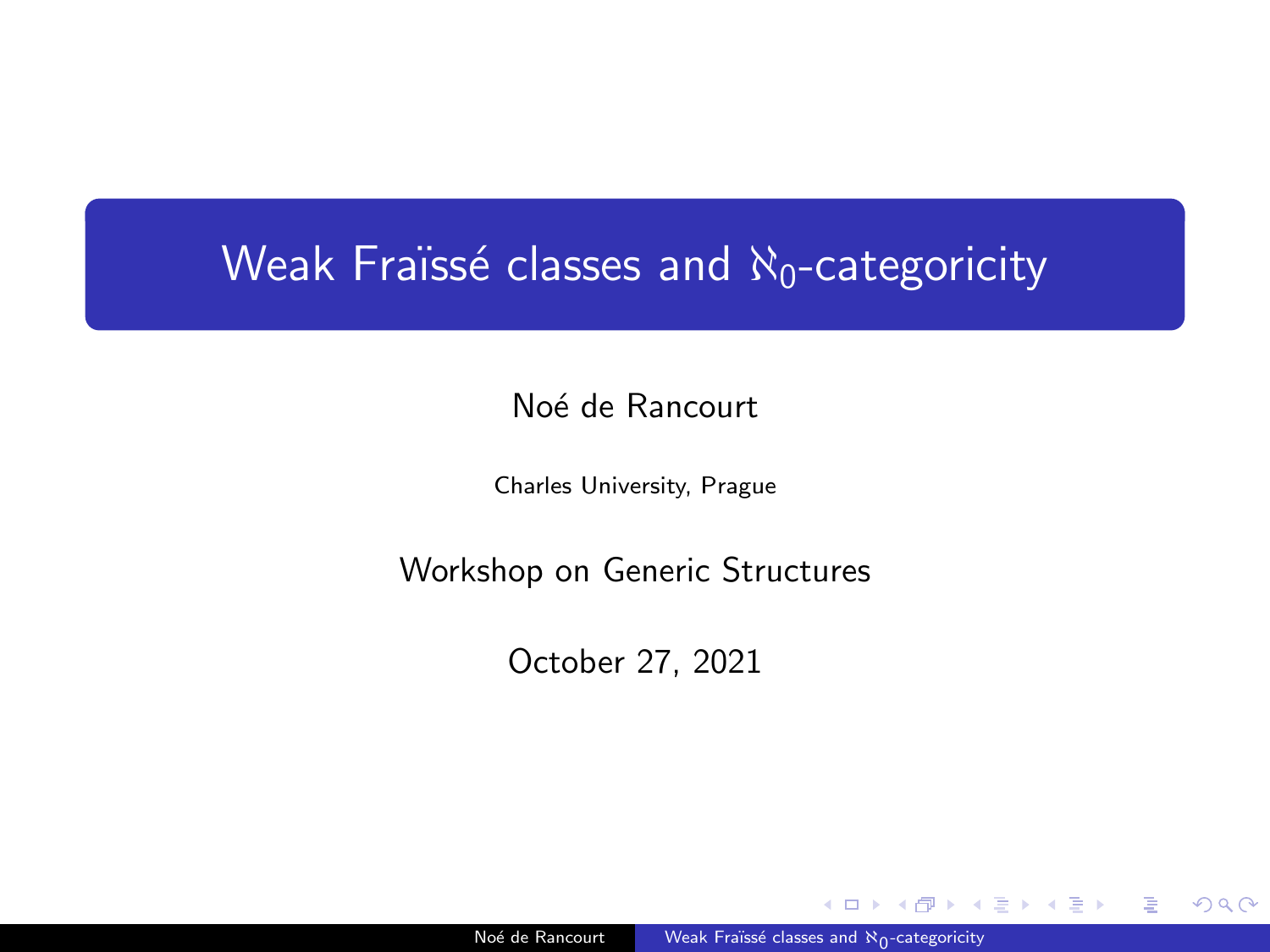# Weak Fraïssé classes and $\aleph_0$-categoricity

Noé de Rancourt

Charles University, Prague

Workshop on Generic Structures

October 27, 2021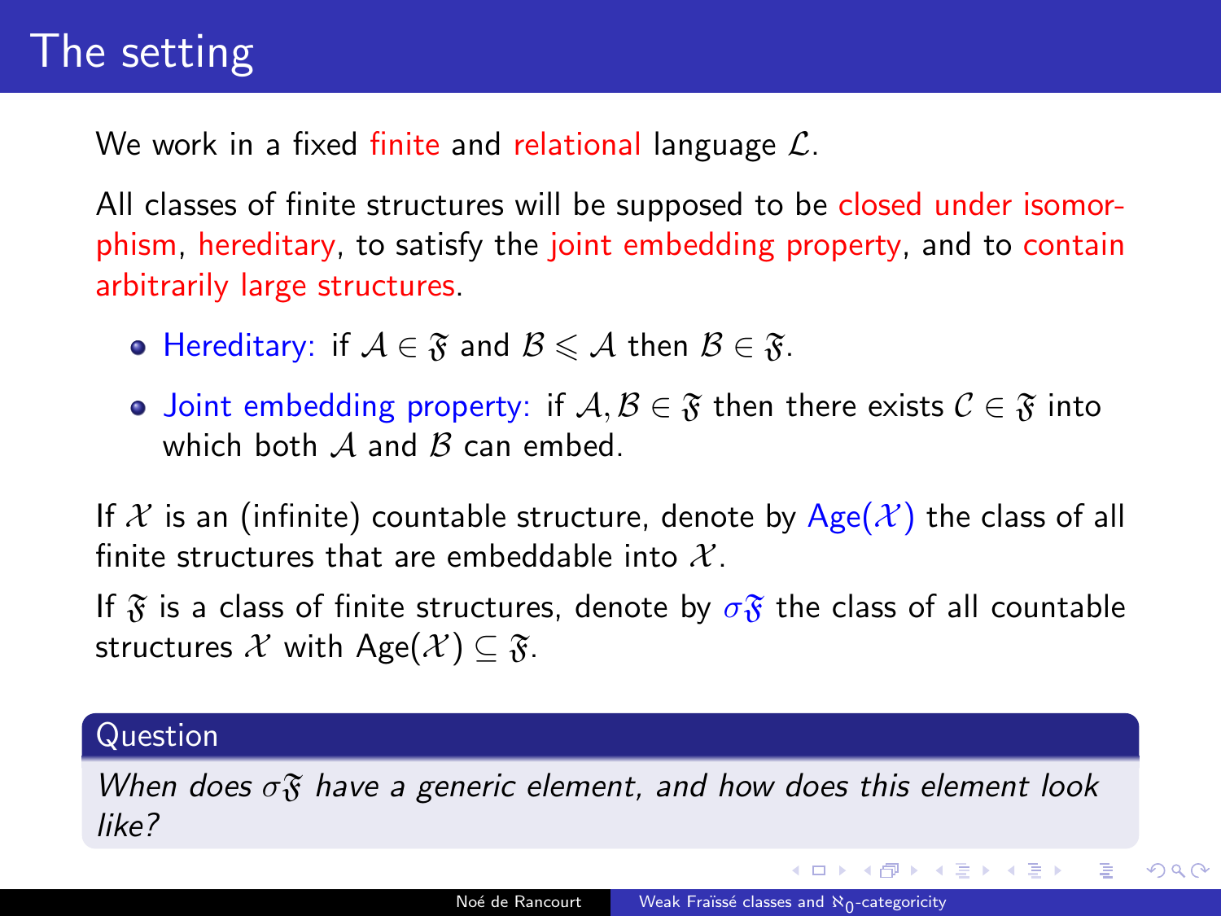# The setting

We work in a fixed finite and relational language $\mathcal{L}$.

All classes of finite structures will be supposed to be closed under isomorphism, hereditary, to satisfy the joint embedding property, and to contain arbitrarily large structures.

- Hereditary: if $\mathcal{A} \in \mathfrak{F}$ and $\mathcal{B} \leqslant \mathcal{A}$ then $\mathcal{B} \in \mathfrak{F}$.
- Joint embedding property: if $\mathcal{A}, \mathcal{B} \in \mathfrak{F}$ then there exists $\mathcal{C} \in \mathfrak{F}$ into which both $\mathcal{A}$ and $\mathcal{B}$ can embed.

If $\mathcal{X}$ is an (infinite) countable structure, denote by $\mathrm{Age}(\mathcal{X})$ the class of all finite structures that are embeddable into $\mathcal{X}$.

If $\mathfrak{F}$ is a class of finite structures, denote by $\sigma\mathfrak{F}$ the class of all countable structures $\mathcal{X}$ with $\mathrm{Age}(\mathcal{X}) \subseteq \mathfrak{F}$.

**Question**

*When does $\sigma\mathfrak{F}$ have a generic element, and how does this element look like?*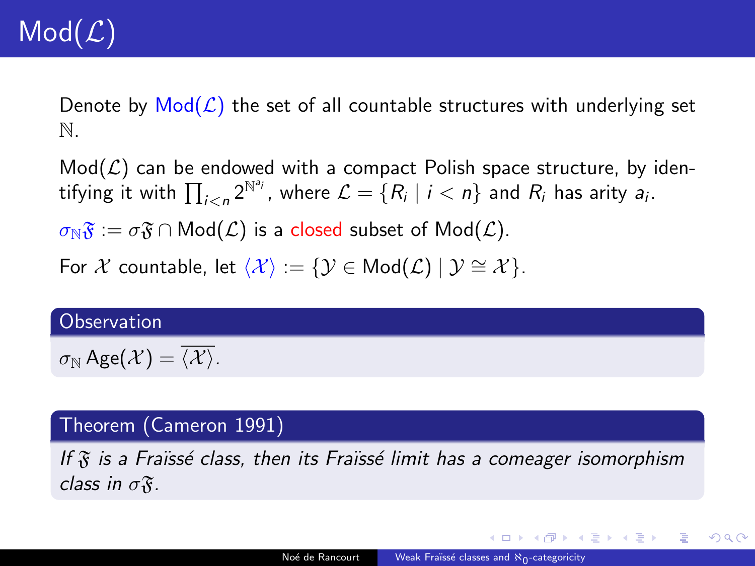# $\mathrm{Mod}(\mathcal{L})$

Denote by $\mathrm{Mod}(\mathcal{L})$ the set of all countable structures with underlying set $\mathbb{N}$.

$\mathrm{Mod}(\mathcal{L})$ can be endowed with a compact Polish space structure, by identifying it with $\prod_{i<n} 2^{\mathbb{N}^{a_i}}$, where $\mathcal{L} = \{R_i \mid i < n\}$ and $R_i$ has arity $a_i$.

$\sigma_{\mathbb{N}}\mathfrak{F} := \sigma\mathfrak{F} \cap \mathrm{Mod}(\mathcal{L})$ is a closed subset of $\mathrm{Mod}(\mathcal{L})$.

For $\mathcal{X}$ countable, let $\langle \mathcal{X} \rangle := \{\mathcal{Y} \in \mathrm{Mod}(\mathcal{L}) \mid \mathcal{Y} \cong \mathcal{X}\}$.

**Observation**

$\sigma_{\mathbb{N}} \mathrm{Age}(\mathcal{X}) = \overline{\langle \mathcal{X} \rangle}$.

**Theorem (Cameron 1991)**

*If $\mathfrak{F}$ is a Fraïssé class, then its Fraïssé limit has a comeager isomorphism class in $\sigma\mathfrak{F}$.*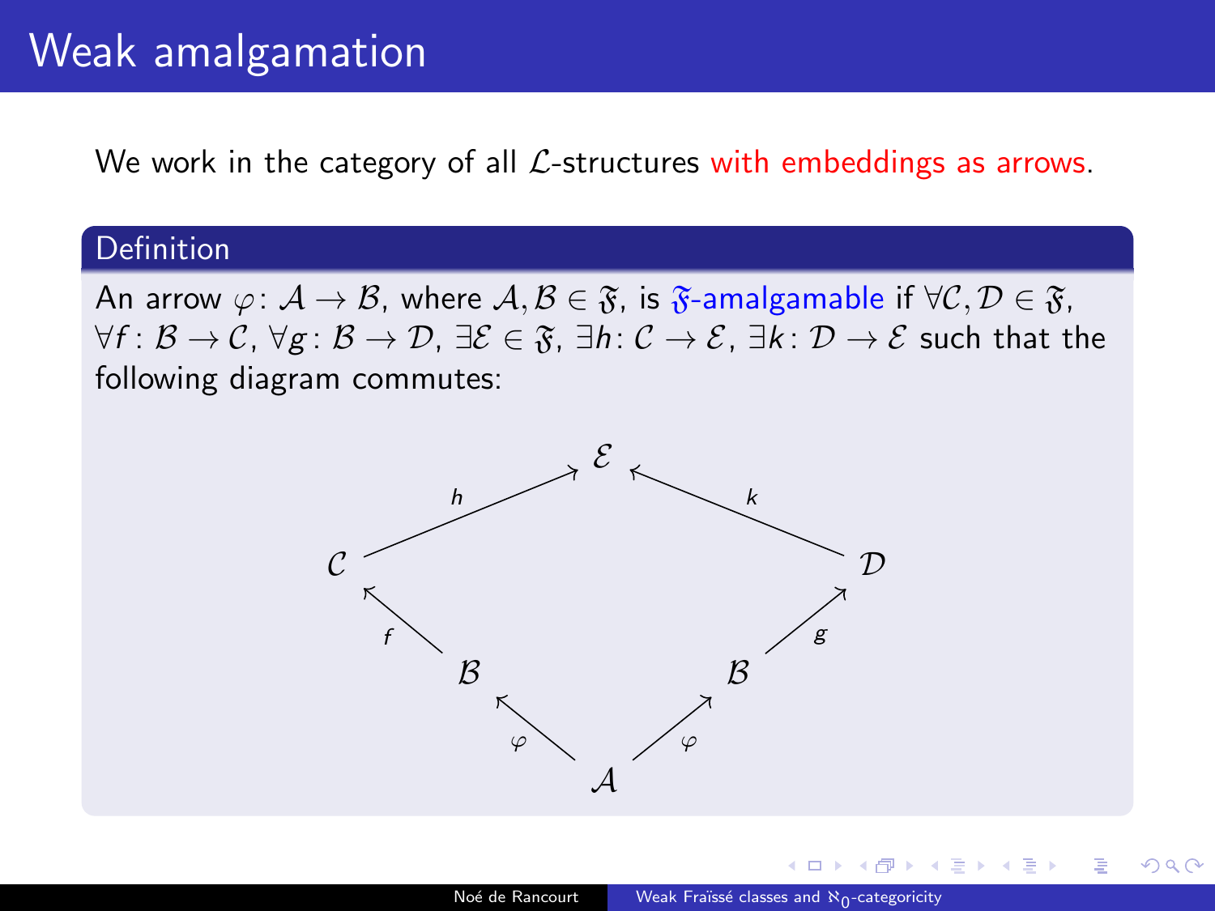# Weak amalgamation

We work in the category of all $\mathcal{L}$-structures with embeddings as arrows.

## Definition

An arrow $\varphi\colon \mathcal{A} \to \mathcal{B}$, where $\mathcal{A}, \mathcal{B} \in \mathfrak{F}$, is $\mathfrak{F}$-amalgamable if $\forall \mathcal{C}, \mathcal{D} \in \mathfrak{F}$, $\forall f\colon \mathcal{B} \to \mathcal{C}$, $\forall g\colon \mathcal{B} \to \mathcal{D}$, $\exists \mathcal{E} \in \mathfrak{F}$, $\exists h\colon \mathcal{C} \to \mathcal{E}$, $\exists k\colon \mathcal{D} \to \mathcal{E}$ such that the following diagram commutes:

$$
\begin{array}{ccccc}
 & & \mathcal{E} & & \\
 & \overset{h}{\nearrow} & & \overset{k}{\nwarrow} & \\
\mathcal{C} & & & & \mathcal{D} \\
\uparrow{\scriptstyle f} & & & & \uparrow{\scriptstyle g} \\
\mathcal{B} & & & & \mathcal{B} \\
 & \underset{\varphi}{\nwarrow} & & \underset{\varphi}{\nearrow} & \\
 & & \mathcal{A} & &
\end{array}
$$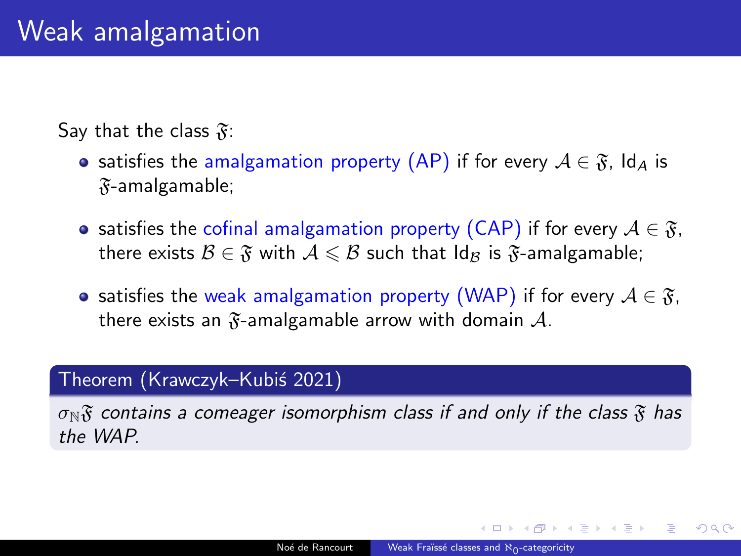# Weak amalgamation

Say that the class $\mathfrak{F}$:

- satisfies the amalgamation property (AP) if for every $\mathcal{A} \in \mathfrak{F}$, $\mathrm{Id}_A$ is $\mathfrak{F}$-amalgamable;
- satisfies the cofinal amalgamation property (CAP) if for every $\mathcal{A} \in \mathfrak{F}$, there exists $\mathcal{B} \in \mathfrak{F}$ with $\mathcal{A} \leqslant \mathcal{B}$ such that $\mathrm{Id}_{\mathcal{B}}$ is $\mathfrak{F}$-amalgamable;
- satisfies the weak amalgamation property (WAP) if for every $\mathcal{A} \in \mathfrak{F}$, there exists an $\mathfrak{F}$-amalgamable arrow with domain $\mathcal{A}$.

**Theorem (Krawczyk–Kubiś 2021)**

*$\sigma_{\mathbb{N}}\mathfrak{F}$ contains a comeager isomorphism class if and only if the class $\mathfrak{F}$ has the WAP.*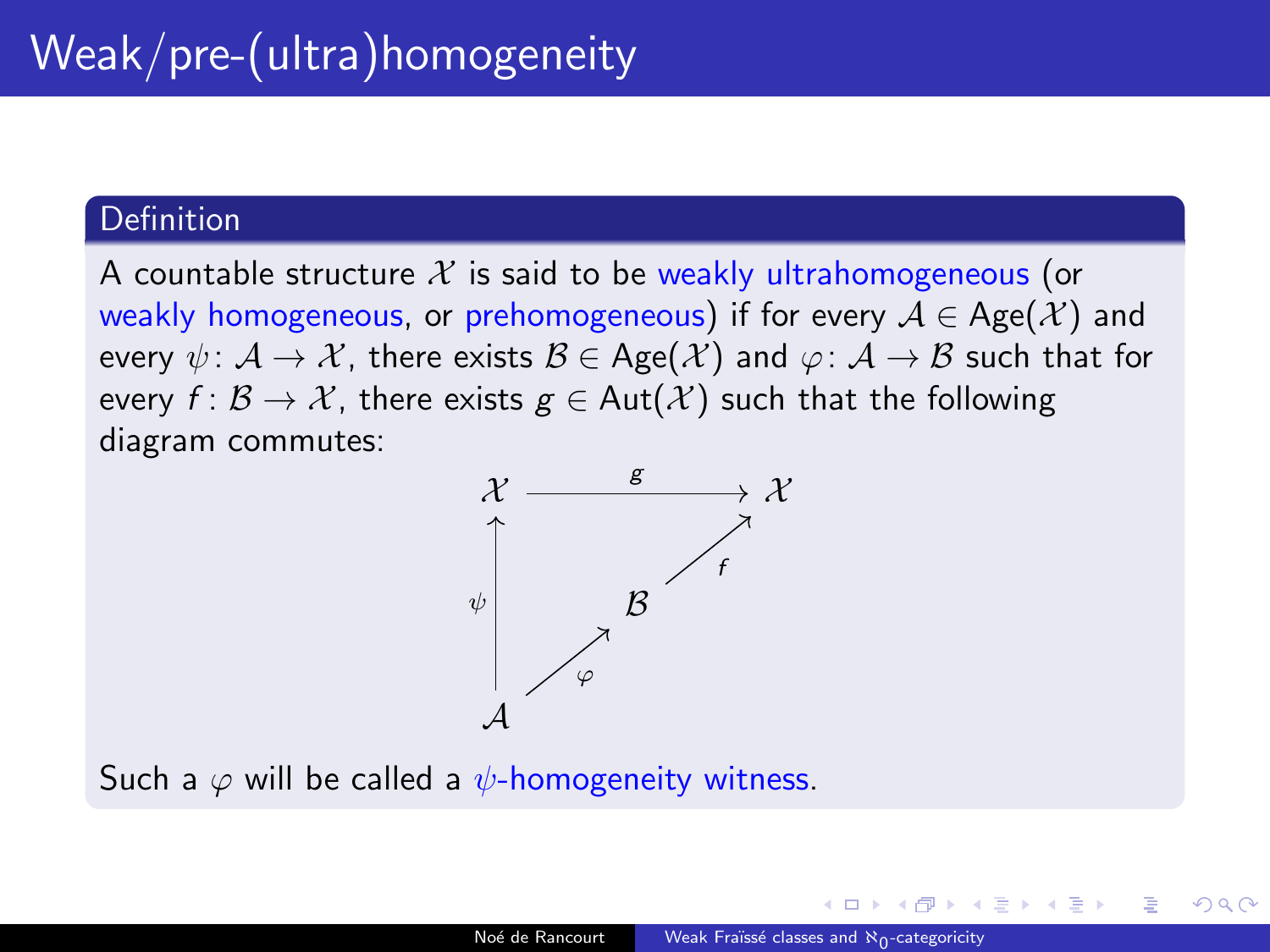# Weak/pre-(ultra)homogeneity

**Definition**

A countable structure $\mathcal{X}$ is said to be weakly ultrahomogeneous (or weakly homogeneous, or prehomogeneous) if for every $\mathcal{A} \in \mathrm{Age}(\mathcal{X})$ and every $\psi \colon \mathcal{A} \to \mathcal{X}$, there exists $\mathcal{B} \in \mathrm{Age}(\mathcal{X})$ and $\varphi \colon \mathcal{A} \to \mathcal{B}$ such that for every $f \colon \mathcal{B} \to \mathcal{X}$, there exists $g \in \mathrm{Aut}(\mathcal{X})$ such that the following diagram commutes:

$$\begin{array}{ccc}
\mathcal{X} & \xrightarrow{\quad g \quad} & \mathcal{X} \\
\uparrow{\scriptstyle \psi} & & \nearrow{\scriptstyle f} \\
 & \mathcal{B} & \\
 & \nearrow{\scriptstyle \varphi} & \\
\mathcal{A} & &
\end{array}$$

Such a $\varphi$ will be called a $\psi$-homogeneity witness.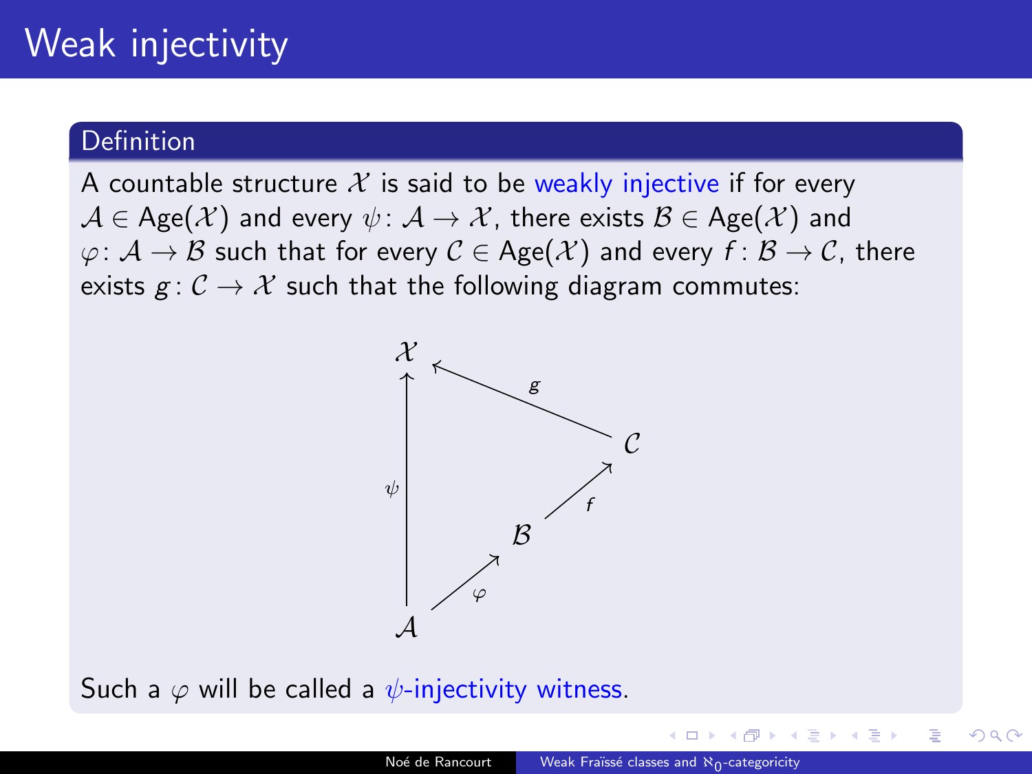# Weak injectivity

**Definition**

A countable structure $\mathcal{X}$ is said to be weakly injective if for every $\mathcal{A} \in \mathrm{Age}(\mathcal{X})$ and every $\psi \colon \mathcal{A} \to \mathcal{X}$, there exists $\mathcal{B} \in \mathrm{Age}(\mathcal{X})$ and $\varphi \colon \mathcal{A} \to \mathcal{B}$ such that for every $\mathcal{C} \in \mathrm{Age}(\mathcal{X})$ and every $f \colon \mathcal{B} \to \mathcal{C}$, there exists $g \colon \mathcal{C} \to \mathcal{X}$ such that the following diagram commutes:

$$
\begin{array}{ccccc}
\mathcal{X} & & \xleftarrow{\quad g \quad} & & \mathcal{C} \\
\uparrow{\scriptstyle \psi} & & & \nearrow{\scriptstyle f} & \\
& & \mathcal{B} & & \\
& \nearrow{\scriptstyle \varphi} & & & \\
\mathcal{A} & & & &
\end{array}
$$

Such a $\varphi$ will be called a $\psi$-injectivity witness.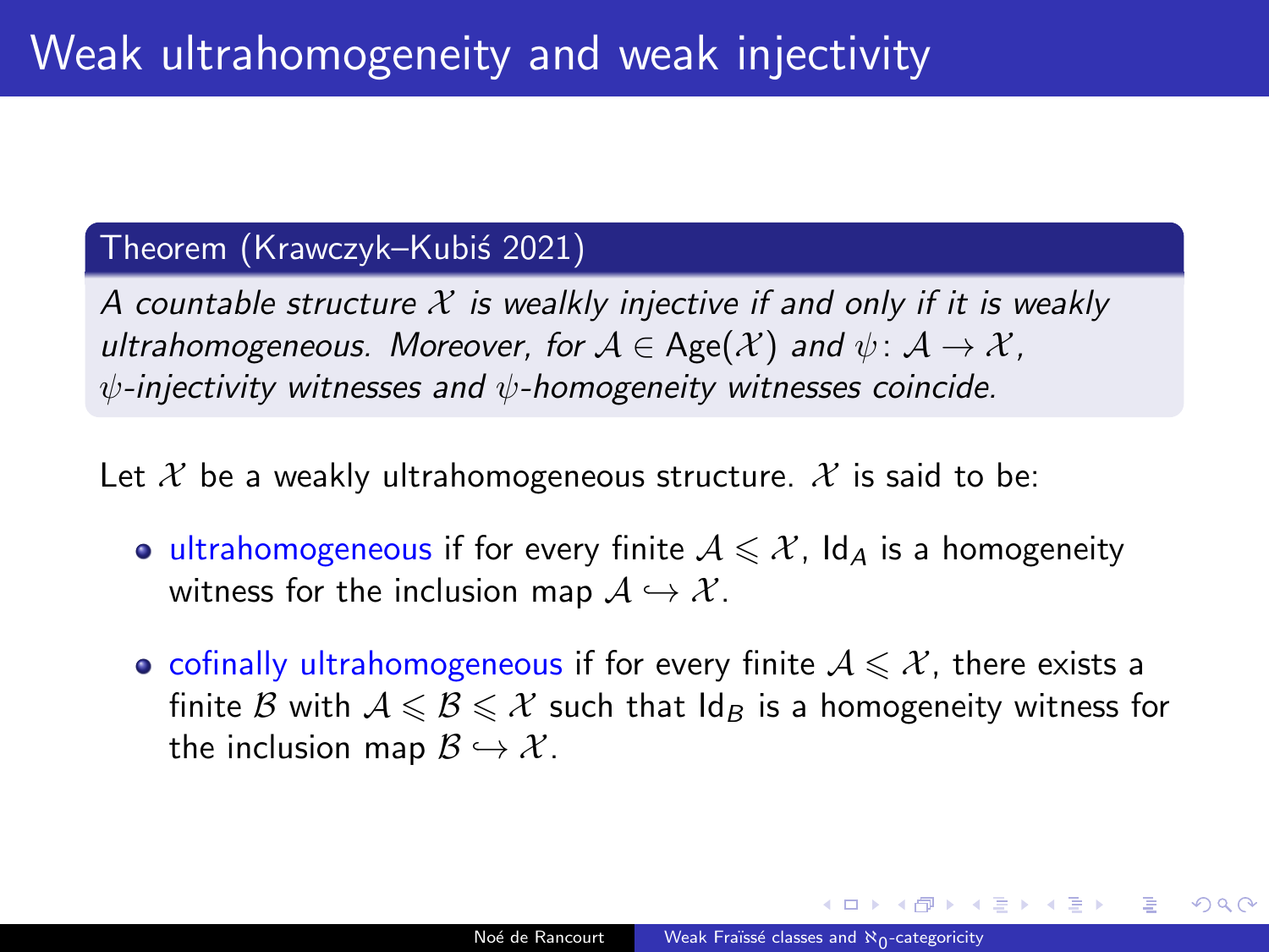# Weak ultrahomogeneity and weak injectivity

**Theorem (Krawczyk–Kubiś 2021)**

*A countable structure $\mathcal{X}$ is wealkly injective if and only if it is weakly ultrahomogeneous. Moreover, for $\mathcal{A} \in \mathrm{Age}(\mathcal{X})$ and $\psi\colon \mathcal{A} \to \mathcal{X}$, $\psi$-injectivity witnesses and $\psi$-homogeneity witnesses coincide.*

Let $\mathcal{X}$ be a weakly ultrahomogeneous structure. $\mathcal{X}$ is said to be:

- ultrahomogeneous if for every finite $\mathcal{A} \leqslant \mathcal{X}$, $\mathrm{Id}_A$ is a homogeneity witness for the inclusion map $\mathcal{A} \hookrightarrow \mathcal{X}$.
- cofinally ultrahomogeneous if for every finite $\mathcal{A} \leqslant \mathcal{X}$, there exists a finite $\mathcal{B}$ with $\mathcal{A} \leqslant \mathcal{B} \leqslant \mathcal{X}$ such that $\mathrm{Id}_B$ is a homogeneity witness for the inclusion map $\mathcal{B} \hookrightarrow \mathcal{X}$.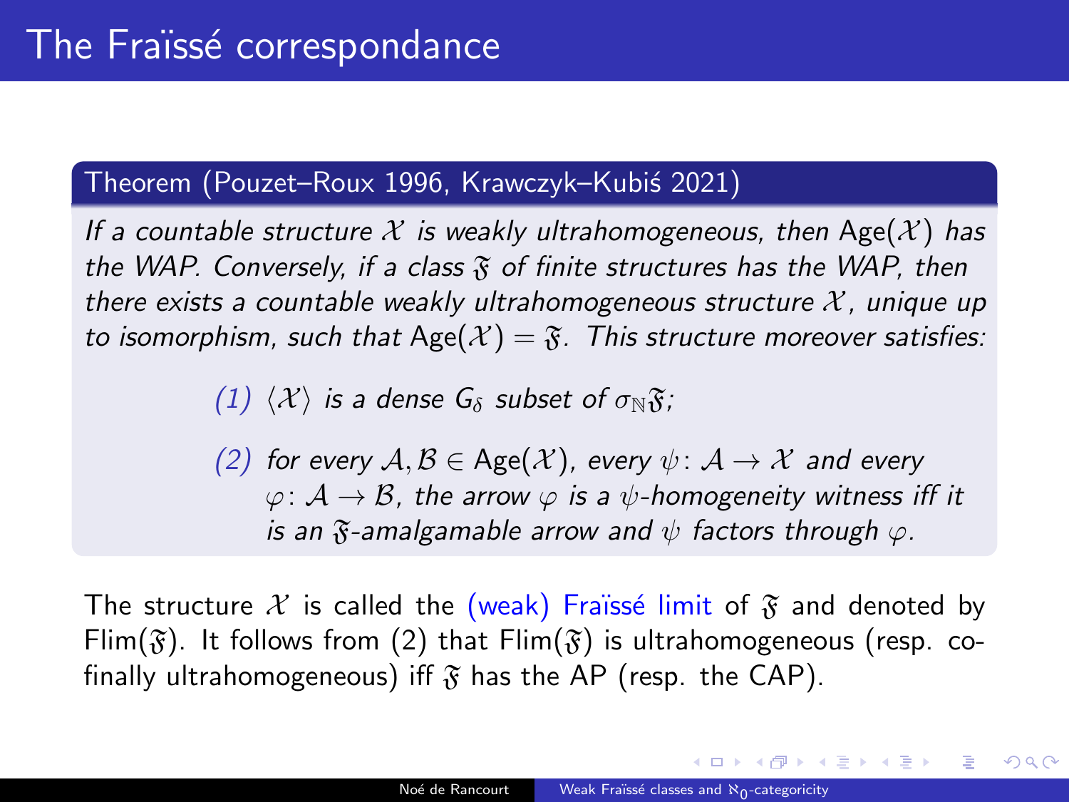# The Fraïssé correspondance

**Theorem (Pouzet–Roux 1996, Krawczyk–Kubiś 2021)**

*If a countable structure $\mathcal{X}$ is weakly ultrahomogeneous, then $\mathrm{Age}(\mathcal{X})$ has the WAP. Conversely, if a class $\mathfrak{F}$ of finite structures has the WAP, then there exists a countable weakly ultrahomogeneous structure $\mathcal{X}$, unique up to isomorphism, such that $\mathrm{Age}(\mathcal{X}) = \mathfrak{F}$. This structure moreover satisfies:*

*(1) $\langle \mathcal{X} \rangle$ is a dense $G_\delta$ subset of $\sigma_{\mathbb{N}}\mathfrak{F}$;*

*(2) for every $\mathcal{A}, \mathcal{B} \in \mathrm{Age}(\mathcal{X})$, every $\psi \colon \mathcal{A} \to \mathcal{X}$ and every $\varphi \colon \mathcal{A} \to \mathcal{B}$, the arrow $\varphi$ is a $\psi$-homogeneity witness iff it is an $\mathfrak{F}$-amalgamable arrow and $\psi$ factors through $\varphi$.*

The structure $\mathcal{X}$ is called the (weak) Fraïssé limit of $\mathfrak{F}$ and denoted by $\mathrm{Flim}(\mathfrak{F})$. It follows from (2) that $\mathrm{Flim}(\mathfrak{F})$ is ultrahomogeneous (resp. cofinally ultrahomogeneous) iff $\mathfrak{F}$ has the AP (resp. the CAP).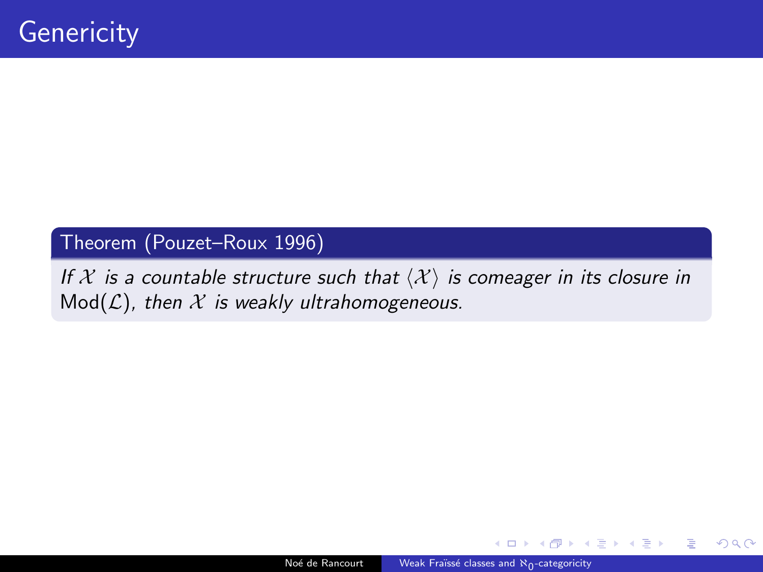# Genericity

**Theorem (Pouzet–Roux 1996)**

*If $\mathcal{X}$ is a countable structure such that $\langle \mathcal{X} \rangle$ is comeager in its closure in $\mathrm{Mod}(\mathcal{L})$, then $\mathcal{X}$ is weakly ultrahomogeneous.*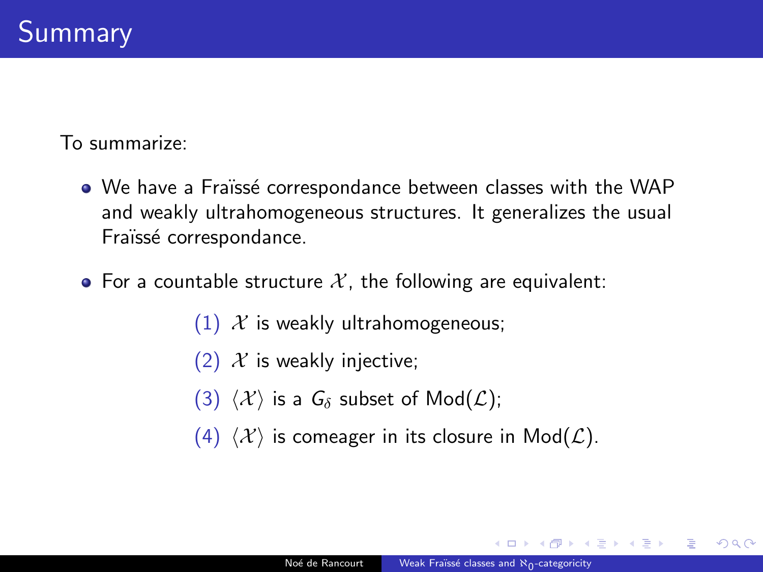# Summary

To summarize:

- We have a Fraïssé correspondance between classes with the WAP and weakly ultrahomogeneous structures. It generalizes the usual Fraïssé correspondance.
- For a countable structure $\mathcal{X}$, the following are equivalent:

  (1) $\mathcal{X}$ is weakly ultrahomogeneous;

  (2) $\mathcal{X}$ is weakly injective;

  (3) $\langle \mathcal{X} \rangle$ is a $G_\delta$ subset of $\mathrm{Mod}(\mathcal{L})$;

  (4) $\langle \mathcal{X} \rangle$ is comeager in its closure in $\mathrm{Mod}(\mathcal{L})$.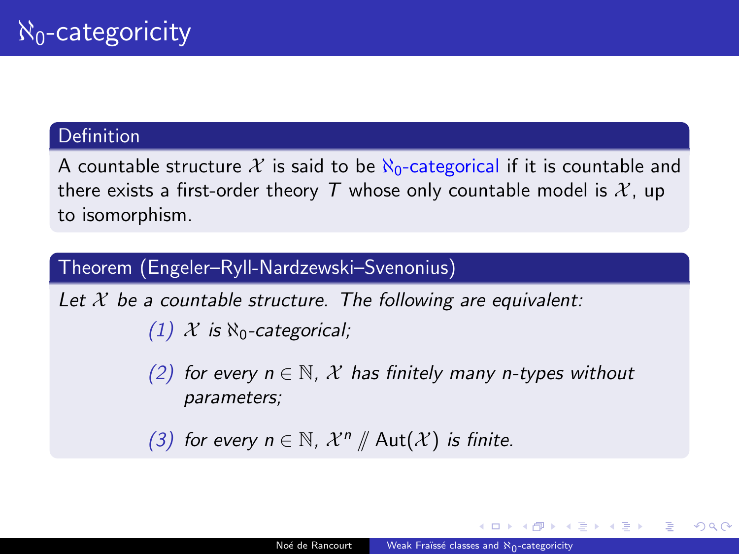# $\aleph_0$-categoricity

**Definition**

A countable structure $\mathcal{X}$ is said to be $\aleph_0$-categorical if it is countable and there exists a first-order theory $T$ whose only countable model is $\mathcal{X}$, up to isomorphism.

**Theorem (Engeler–Ryll-Nardzewski–Svenonius)**

*Let $\mathcal{X}$ be a countable structure. The following are equivalent:*

(1) $\mathcal{X}$ *is* $\aleph_0$*-categorical;*

(2) *for every* $n \in \mathbb{N}$, $\mathcal{X}$ *has finitely many* $n$*-types without parameters;*

(3) *for every* $n \in \mathbb{N}$, $\mathcal{X}^n \mathbin{/\!\!/} \mathrm{Aut}(\mathcal{X})$ *is finite.*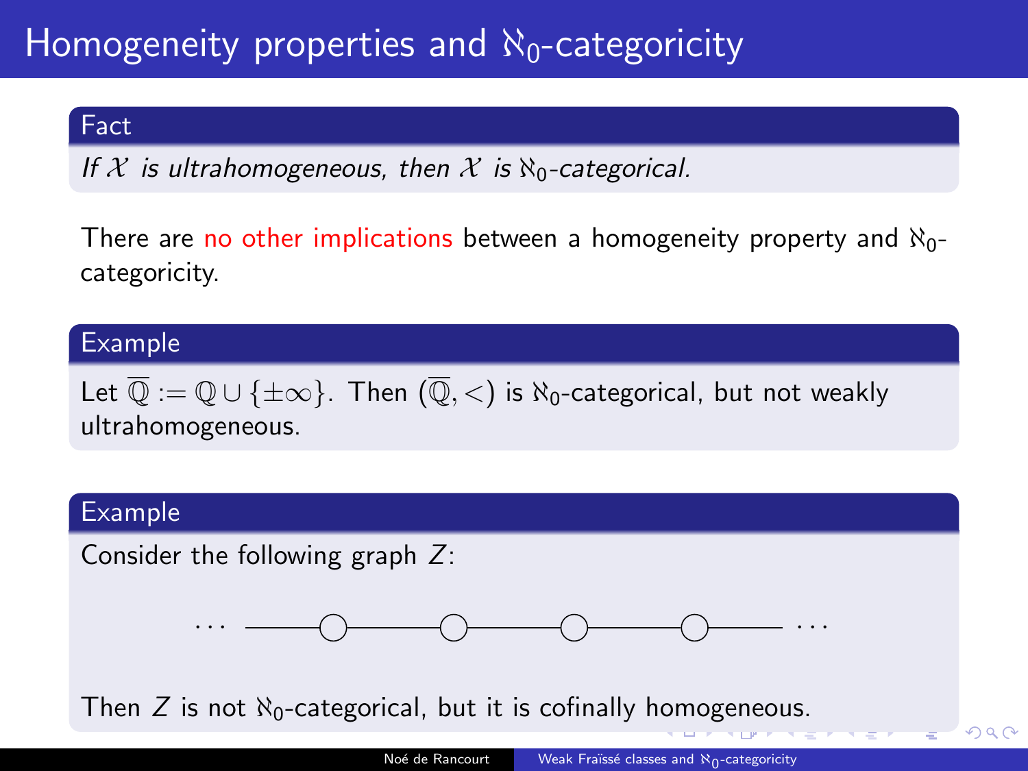# Homogeneity properties and $\aleph_0$-categoricity

**Fact**

*If $\mathcal{X}$ is ultrahomogeneous, then $\mathcal{X}$ is $\aleph_0$-categorical.*

There are no other implications between a homogeneity property and $\aleph_0$-categoricity.

**Example**

Let $\overline{\mathbb{Q}} := \mathbb{Q} \cup \{\pm\infty\}$. Then $(\overline{\mathbb{Q}}, <)$ is $\aleph_0$-categorical, but not weakly ultrahomogeneous.

**Example**

Consider the following graph $Z$:

$$\cdots \quad —\!\!\circ\!\!—\!\!\circ\!\!—\!\!\circ\!\!—\!\!\circ\!\!— \quad \cdots$$

Then $Z$ is not $\aleph_0$-categorical, but it is cofinally homogeneous.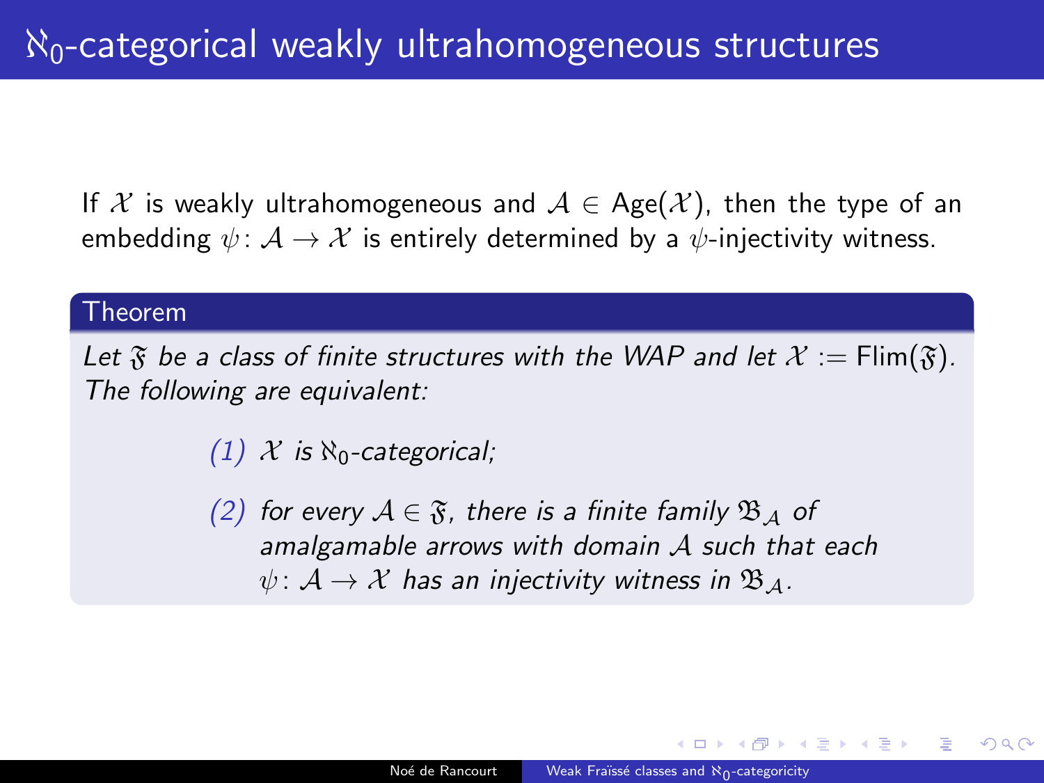# $\aleph_0$-categorical weakly ultrahomogeneous structures

If $\mathcal{X}$ is weakly ultrahomogeneous and $\mathcal{A} \in \mathrm{Age}(\mathcal{X})$, then the type of an embedding $\psi\colon \mathcal{A} \to \mathcal{X}$ is entirely determined by a $\psi$-injectivity witness.

**Theorem**

*Let $\mathfrak{F}$ be a class of finite structures with the WAP and let $\mathcal{X} := \mathrm{Flim}(\mathfrak{F})$. The following are equivalent:*

- *(1) $\mathcal{X}$ is $\aleph_0$-categorical;*
- *(2) for every $\mathcal{A} \in \mathfrak{F}$, there is a finite family $\mathfrak{B}_{\mathcal{A}}$ of amalgamable arrows with domain $\mathcal{A}$ such that each $\psi\colon \mathcal{A} \to \mathcal{X}$ has an injectivity witness in $\mathfrak{B}_{\mathcal{A}}$.*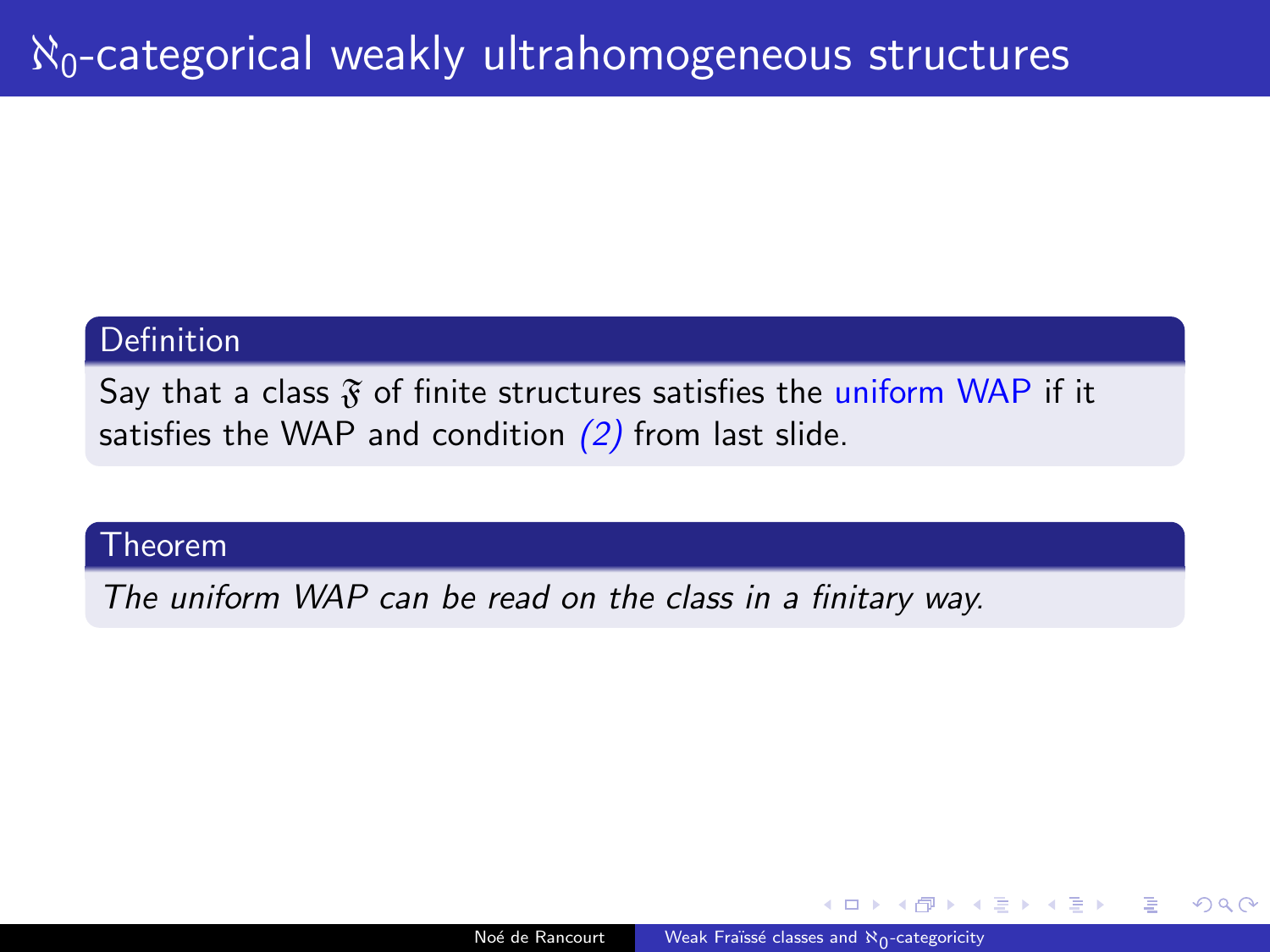# $\aleph_0$-categorical weakly ultrahomogeneous structures

**Definition**

Say that a class $\mathfrak{F}$ of finite structures satisfies the uniform WAP if it satisfies the WAP and condition *(2)* from last slide.

**Theorem**

*The uniform WAP can be read on the class in a finitary way.*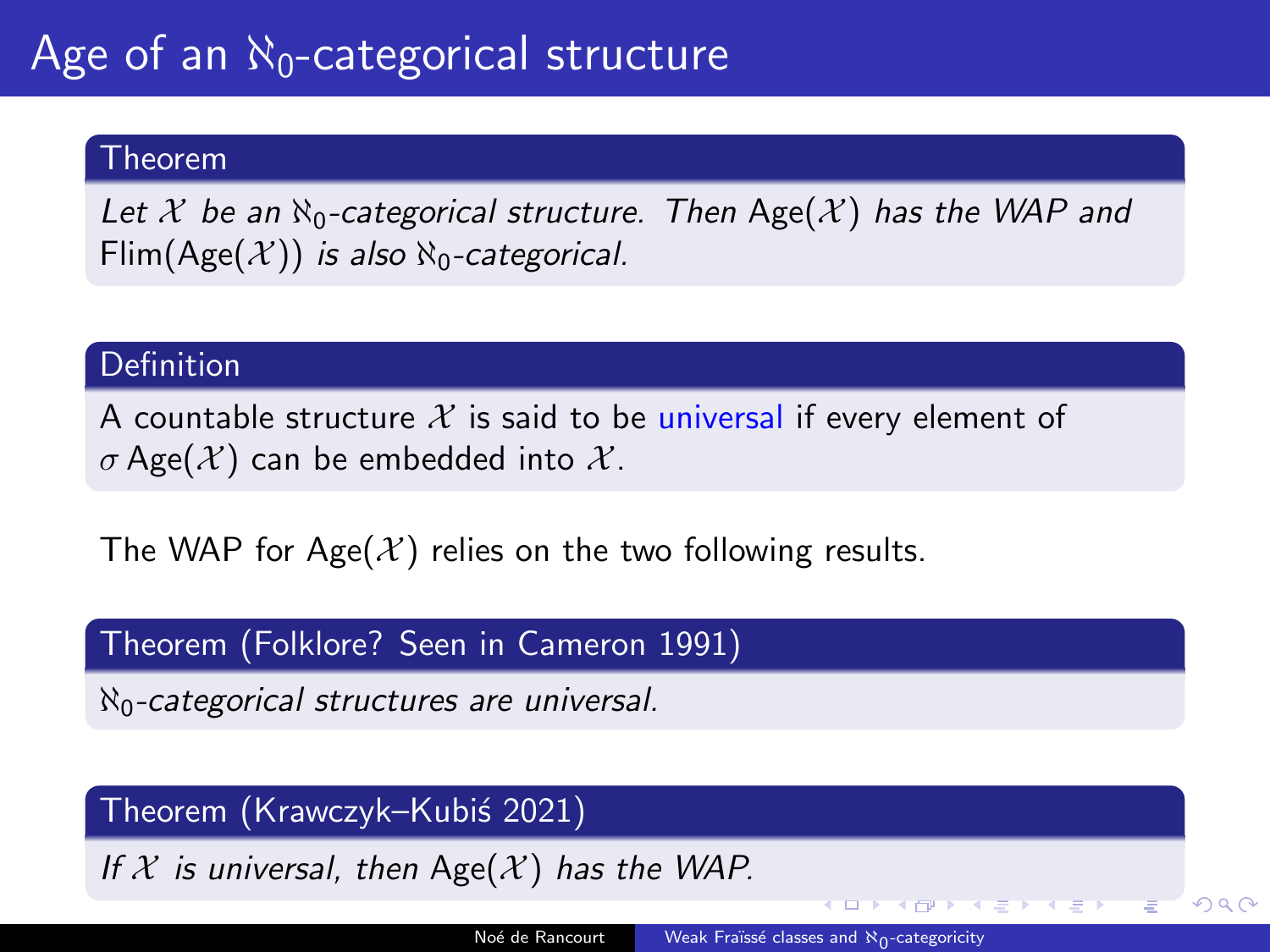# Age of an $\aleph_0$-categorical structure

**Theorem**

*Let $\mathcal{X}$ be an $\aleph_0$-categorical structure. Then $\mathrm{Age}(\mathcal{X})$ has the WAP and $\mathrm{Flim}(\mathrm{Age}(\mathcal{X}))$ is also $\aleph_0$-categorical.*

**Definition**

A countable structure $\mathcal{X}$ is said to be universal if every element of $\sigma\,\mathrm{Age}(\mathcal{X})$ can be embedded into $\mathcal{X}$.

The WAP for $\mathrm{Age}(\mathcal{X})$ relies on the two following results.

**Theorem (Folklore? Seen in Cameron 1991)**

*$\aleph_0$-categorical structures are universal.*

**Theorem (Krawczyk–Kubiś 2021)**

*If $\mathcal{X}$ is universal, then $\mathrm{Age}(\mathcal{X})$ has the WAP.*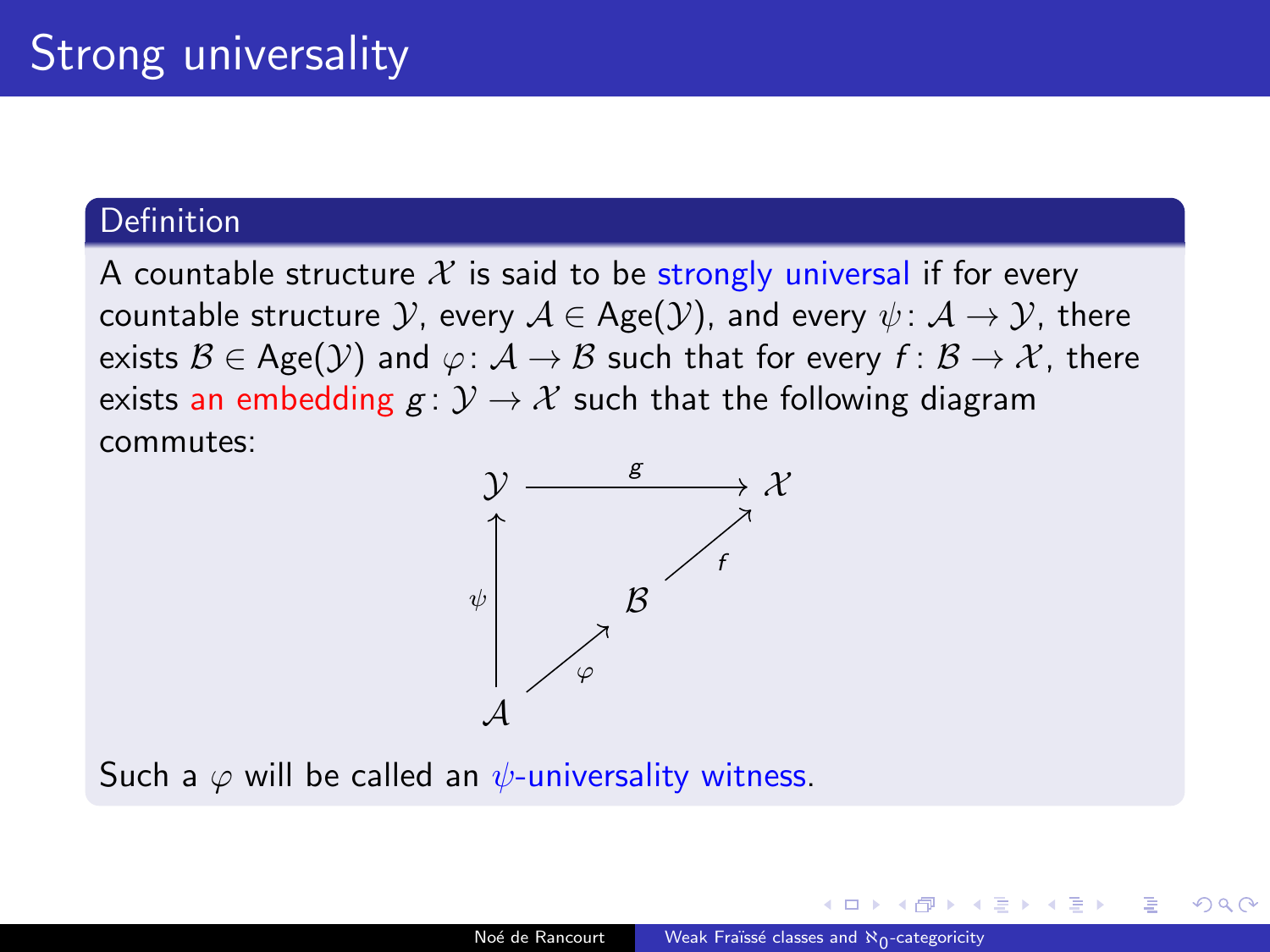# Strong universality

**Definition**

A countable structure $\mathcal{X}$ is said to be strongly universal if for every countable structure $\mathcal{Y}$, every $\mathcal{A} \in \text{Age}(\mathcal{Y})$, and every $\psi\colon \mathcal{A} \to \mathcal{Y}$, there exists $\mathcal{B} \in \text{Age}(\mathcal{Y})$ and $\varphi\colon \mathcal{A} \to \mathcal{B}$ such that for every $f\colon \mathcal{B} \to \mathcal{X}$, there exists an embedding $g\colon \mathcal{Y} \to \mathcal{X}$ such that the following diagram commutes:

$$
\begin{array}{ccc}
\mathcal{Y} & \xrightarrow{\quad g \quad} & \mathcal{X} \\
\uparrow{\scriptstyle\psi} & & \nearrow{\scriptstyle f} \\
 & \mathcal{B} & \\
 & \nearrow{\scriptstyle\varphi} & \\
\mathcal{A} & &
\end{array}
$$

Such a $\varphi$ will be called an $\psi$-universality witness.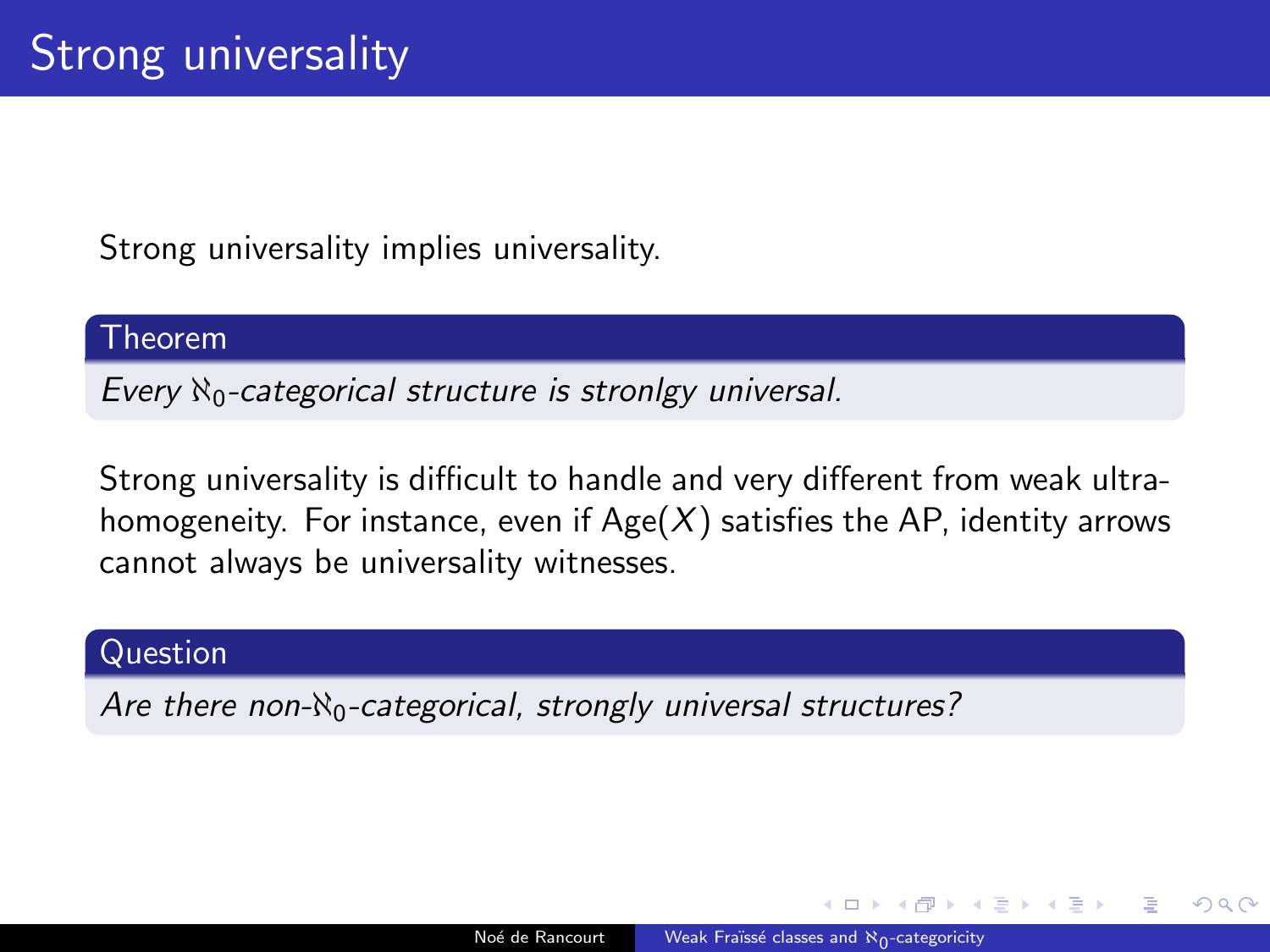# Strong universality

Strong universality implies universality.

**Theorem**

*Every $\aleph_0$-categorical structure is stronlgy universal.*

Strong universality is difficult to handle and very different from weak ultra-homogeneity. For instance, even if $\mathrm{Age}(X)$ satisfies the AP, identity arrows cannot always be universality witnesses.

**Question**

*Are there non-$\aleph_0$-categorical, strongly universal structures?*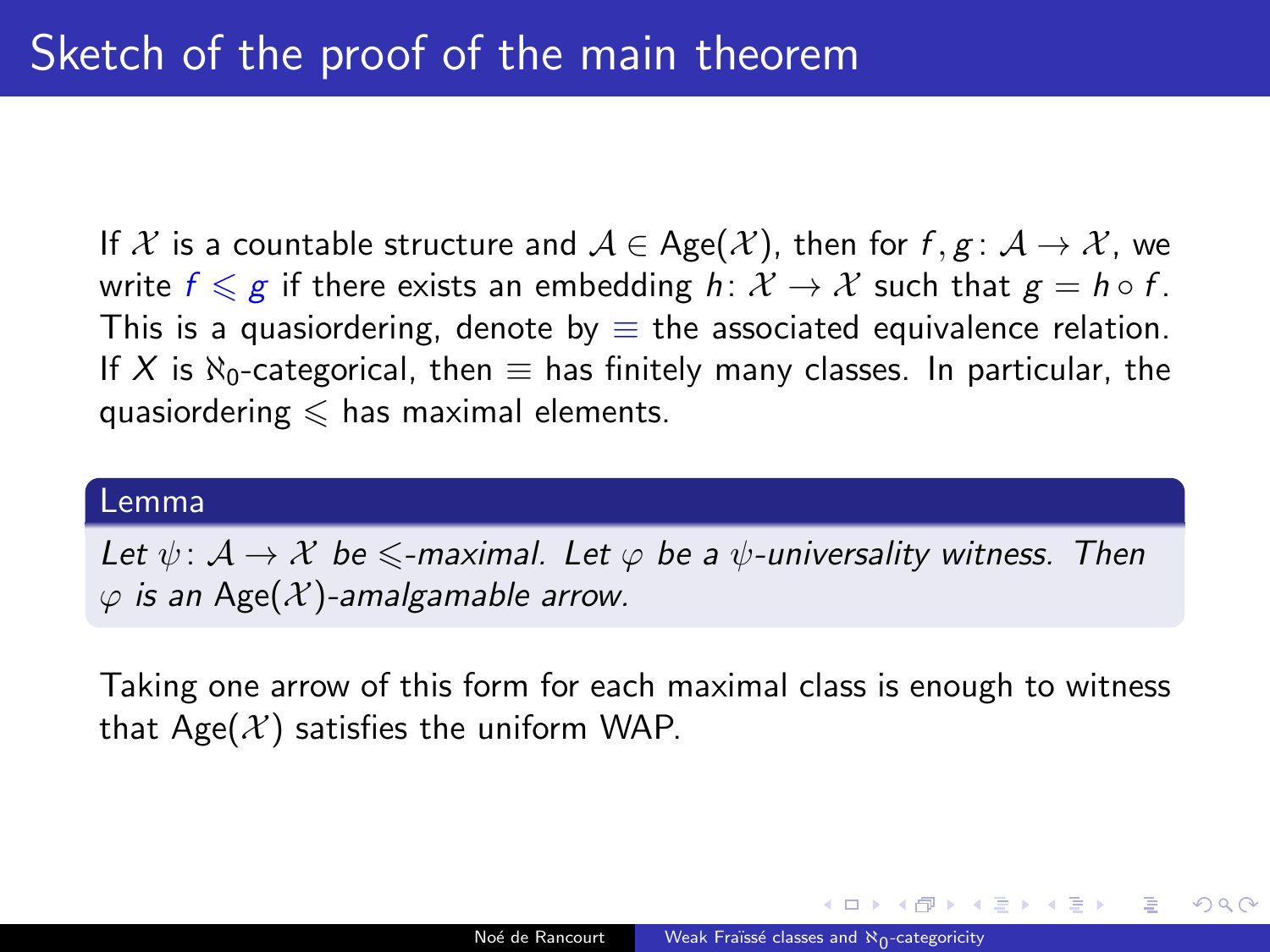# Sketch of the proof of the main theorem

If $\mathcal{X}$ is a countable structure and $\mathcal{A} \in \mathrm{Age}(\mathcal{X})$, then for $f, g \colon \mathcal{A} \to \mathcal{X}$, we write $f \leqslant g$ if there exists an embedding $h \colon \mathcal{X} \to \mathcal{X}$ such that $g = h \circ f$. This is a quasiordering, denote by $\equiv$ the associated equivalence relation. If $X$ is $\aleph_0$-categorical, then $\equiv$ has finitely many classes. In particular, the quasiordering $\leqslant$ has maximal elements.

**Lemma**

*Let $\psi \colon \mathcal{A} \to \mathcal{X}$ be $\leqslant$-maximal. Let $\varphi$ be a $\psi$-universality witness. Then $\varphi$ is an $\mathrm{Age}(\mathcal{X})$-amalgamable arrow.*

Taking one arrow of this form for each maximal class is enough to witness that $\mathrm{Age}(\mathcal{X})$ satisfies the uniform WAP.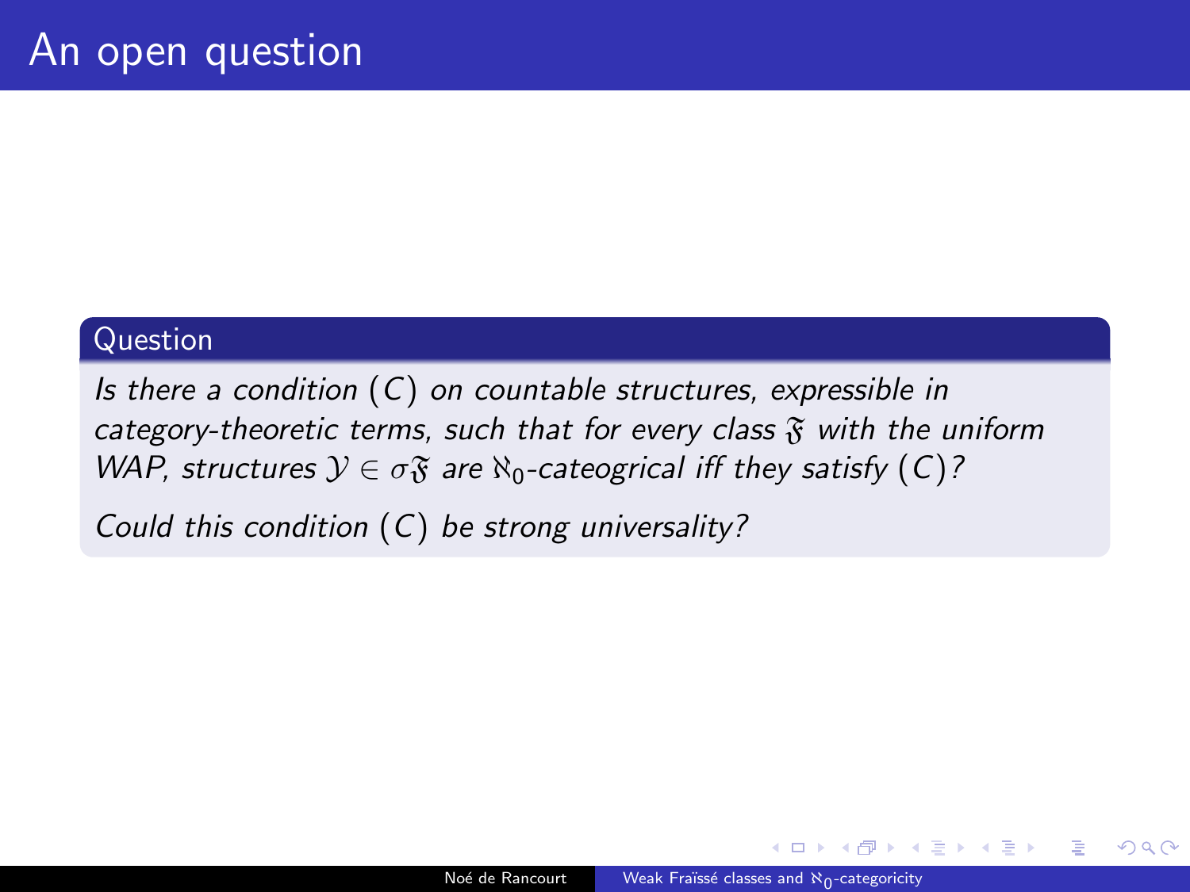# An open question

**Question**

*Is there a condition $(C)$ on countable structures, expressible in category-theoretic terms, such that for every class $\mathfrak{F}$ with the uniform WAP, structures $\mathcal{Y} \in \sigma\mathfrak{F}$ are $\aleph_0$-cateogrical iff they satisfy $(C)$?*

*Could this condition $(C)$ be strong universality?*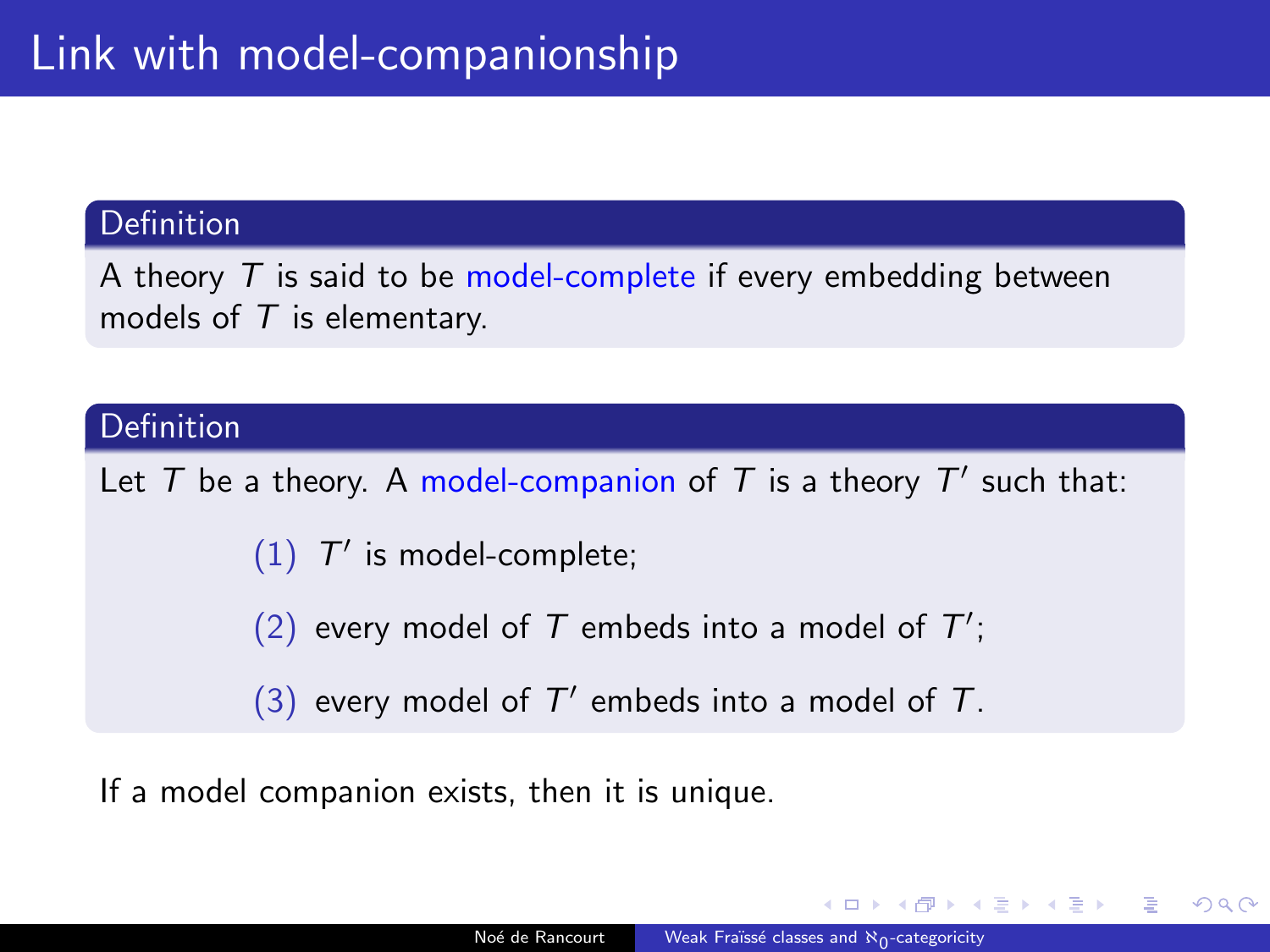# Link with model-companionship

**Definition**

A theory $T$ is said to be model-complete if every embedding between models of $T$ is elementary.

**Definition**

Let $T$ be a theory. A model-companion of $T$ is a theory $T'$ such that:

(1) $T'$ is model-complete;

(2) every model of $T$ embeds into a model of $T'$;

(3) every model of $T'$ embeds into a model of $T$.

If a model companion exists, then it is unique.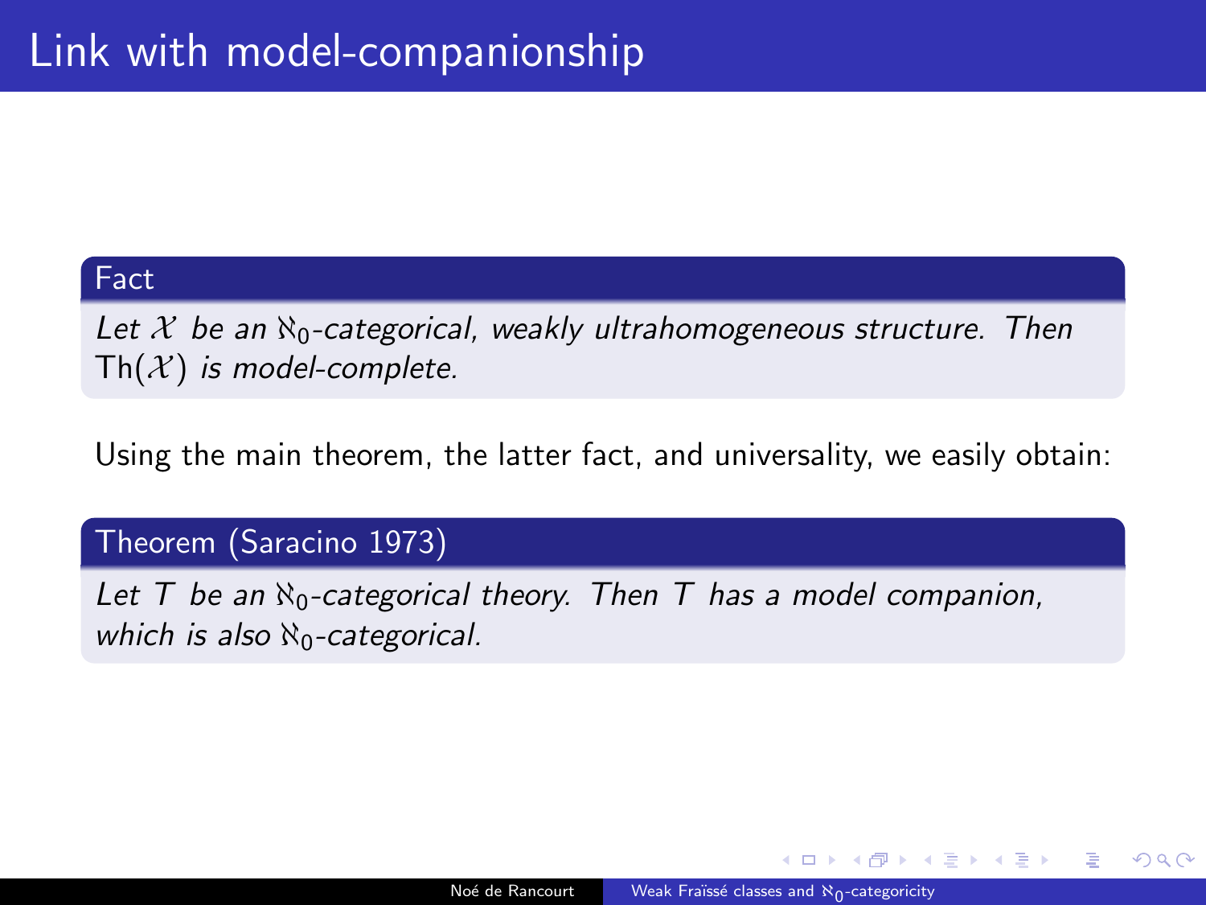# Link with model-companionship

**Fact**

*Let $\mathcal{X}$ be an $\aleph_0$-categorical, weakly ultrahomogeneous structure. Then* $\mathrm{Th}(\mathcal{X})$ *is model-complete.*

Using the main theorem, the latter fact, and universality, we easily obtain:

**Theorem (Saracino 1973)**

*Let $T$ be an $\aleph_0$-categorical theory. Then $T$ has a model companion, which is also $\aleph_0$-categorical.*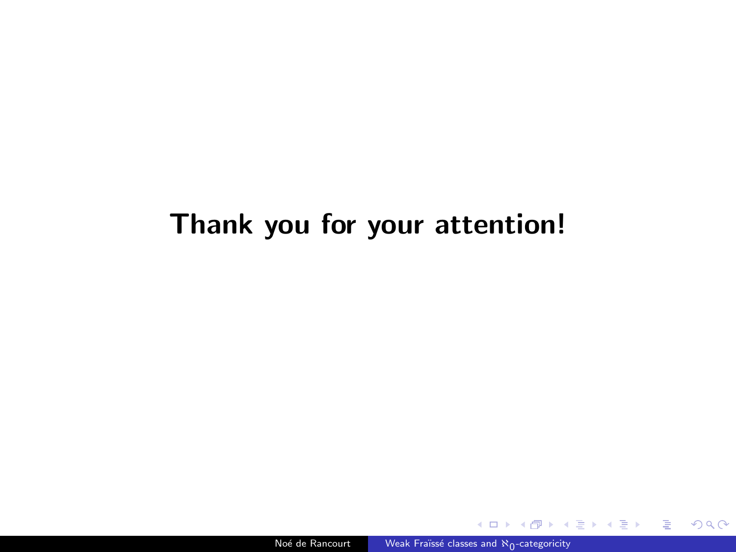**Thank you for your attention!**